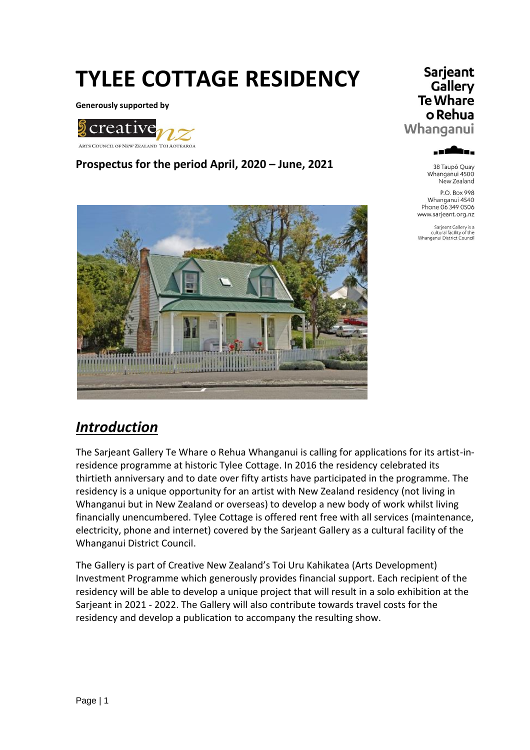# TYLEE COTTAGE RESIDENCY

**Generously supported by**

creative nz
ARTS COUNCIL OF NEW ZEALAND TOI AOTEAROA

**Prospectus for the period April, 2020 – June, 2021**

Sarjeant Gallery Te Whare o Rehua Whanganui

38 Taupō Quay
Whanganui 4500
New Zealand

P.O. Box 998
Whanganui 4540
Phone 06 349 0506
www.sarjeant.org.nz

Sarjeant Gallery is a cultural facility of the Whanganui District Council

## *Introduction*

The Sarjeant Gallery Te Whare o Rehua Whanganui is calling for applications for its artist-in-residence programme at historic Tylee Cottage. In 2016 the residency celebrated its thirtieth anniversary and to date over fifty artists have participated in the programme. The residency is a unique opportunity for an artist with New Zealand residency (not living in Whanganui but in New Zealand or overseas) to develop a new body of work whilst living financially unencumbered. Tylee Cottage is offered rent free with all services (maintenance, electricity, phone and internet) covered by the Sarjeant Gallery as a cultural facility of the Whanganui District Council.

The Gallery is part of Creative New Zealand's Toi Uru Kahikatea (Arts Development) Investment Programme which generously provides financial support. Each recipient of the residency will be able to develop a unique project that will result in a solo exhibition at the Sarjeant in 2021 - 2022. The Gallery will also contribute towards travel costs for the residency and develop a publication to accompany the resulting show.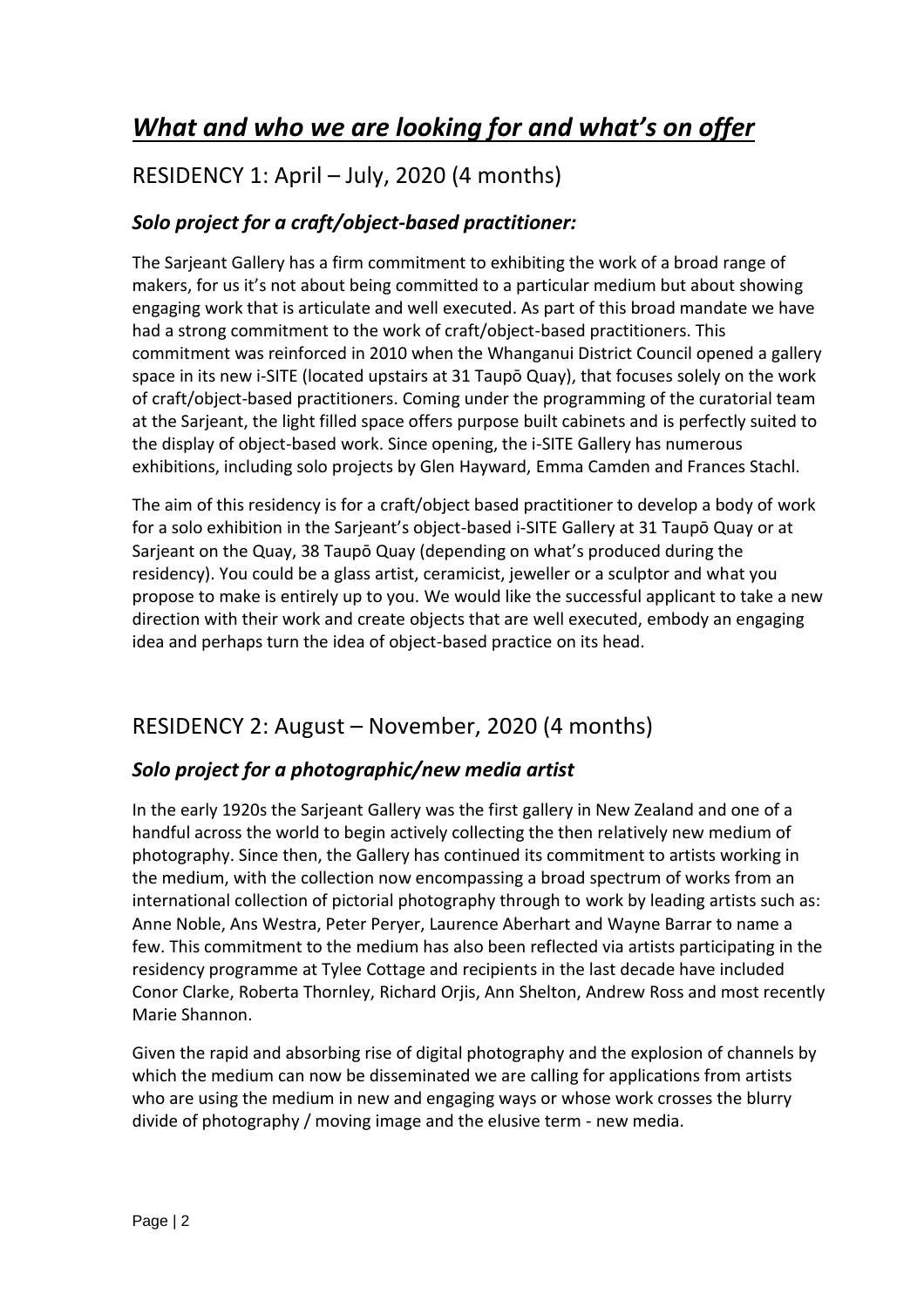# *What and who we are looking for and what's on offer*

## RESIDENCY 1: April – July, 2020 (4 months)

### *Solo project for a craft/object-based practitioner:*

The Sarjeant Gallery has a firm commitment to exhibiting the work of a broad range of makers, for us it's not about being committed to a particular medium but about showing engaging work that is articulate and well executed. As part of this broad mandate we have had a strong commitment to the work of craft/object-based practitioners. This commitment was reinforced in 2010 when the Whanganui District Council opened a gallery space in its new i-SITE (located upstairs at 31 Taupō Quay), that focuses solely on the work of craft/object-based practitioners. Coming under the programming of the curatorial team at the Sarjeant, the light filled space offers purpose built cabinets and is perfectly suited to the display of object-based work. Since opening, the i-SITE Gallery has numerous exhibitions, including solo projects by Glen Hayward, Emma Camden and Frances Stachl.

The aim of this residency is for a craft/object based practitioner to develop a body of work for a solo exhibition in the Sarjeant's object-based i-SITE Gallery at 31 Taupō Quay or at Sarjeant on the Quay, 38 Taupō Quay (depending on what's produced during the residency). You could be a glass artist, ceramicist, jeweller or a sculptor and what you propose to make is entirely up to you. We would like the successful applicant to take a new direction with their work and create objects that are well executed, embody an engaging idea and perhaps turn the idea of object-based practice on its head.

## RESIDENCY 2: August – November, 2020 (4 months)

### *Solo project for a photographic/new media artist*

In the early 1920s the Sarjeant Gallery was the first gallery in New Zealand and one of a handful across the world to begin actively collecting the then relatively new medium of photography. Since then, the Gallery has continued its commitment to artists working in the medium, with the collection now encompassing a broad spectrum of works from an international collection of pictorial photography through to work by leading artists such as: Anne Noble, Ans Westra, Peter Peryer, Laurence Aberhart and Wayne Barrar to name a few. This commitment to the medium has also been reflected via artists participating in the residency programme at Tylee Cottage and recipients in the last decade have included Conor Clarke, Roberta Thornley, Richard Orjis, Ann Shelton, Andrew Ross and most recently Marie Shannon.

Given the rapid and absorbing rise of digital photography and the explosion of channels by which the medium can now be disseminated we are calling for applications from artists who are using the medium in new and engaging ways or whose work crosses the blurry divide of photography / moving image and the elusive term - new media.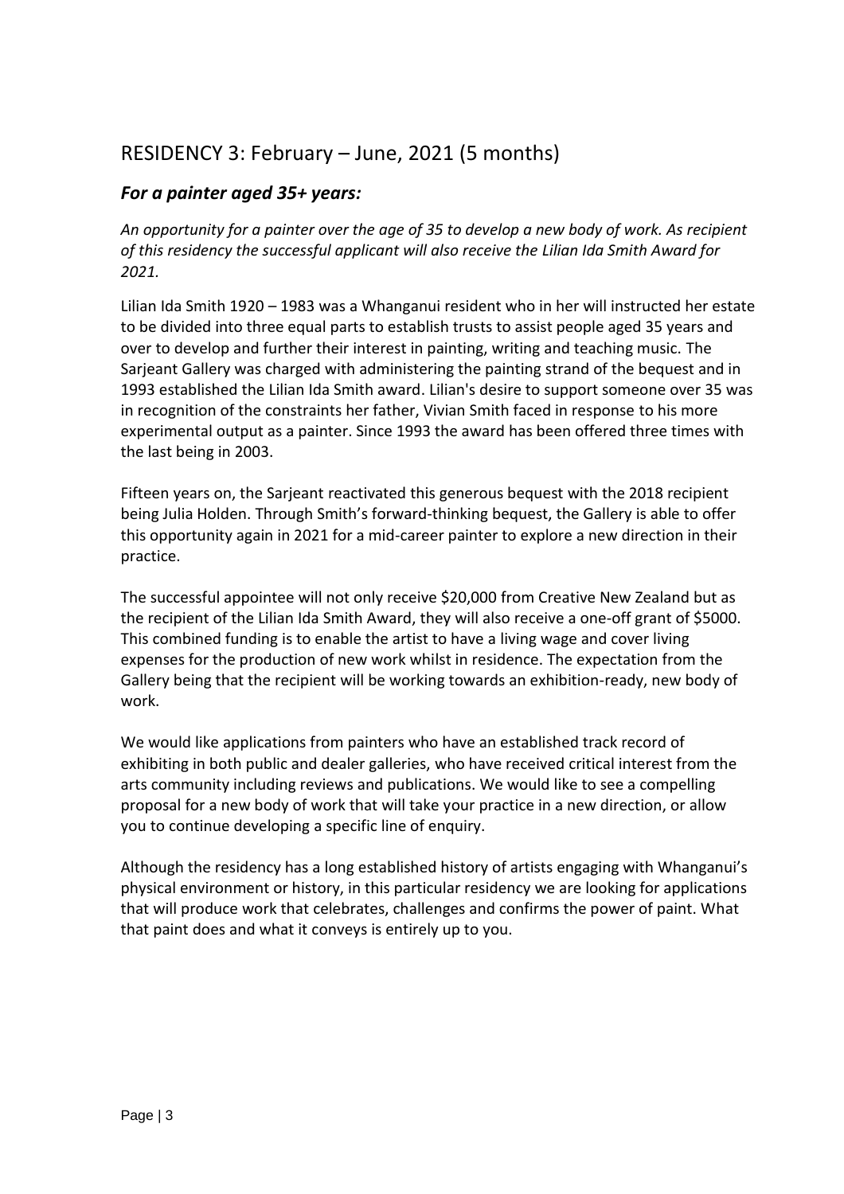## RESIDENCY 3: February – June, 2021 (5 months)

### *For a painter aged 35+ years:*

*An opportunity for a painter over the age of 35 to develop a new body of work. As recipient of this residency the successful applicant will also receive the Lilian Ida Smith Award for 2021.*

Lilian Ida Smith 1920 – 1983 was a Whanganui resident who in her will instructed her estate to be divided into three equal parts to establish trusts to assist people aged 35 years and over to develop and further their interest in painting, writing and teaching music. The Sarjeant Gallery was charged with administering the painting strand of the bequest and in 1993 established the Lilian Ida Smith award. Lilian's desire to support someone over 35 was in recognition of the constraints her father, Vivian Smith faced in response to his more experimental output as a painter. Since 1993 the award has been offered three times with the last being in 2003.

Fifteen years on, the Sarjeant reactivated this generous bequest with the 2018 recipient being Julia Holden. Through Smith's forward-thinking bequest, the Gallery is able to offer this opportunity again in 2021 for a mid-career painter to explore a new direction in their practice.

The successful appointee will not only receive $20,000 from Creative New Zealand but as the recipient of the Lilian Ida Smith Award, they will also receive a one-off grant of $5000. This combined funding is to enable the artist to have a living wage and cover living expenses for the production of new work whilst in residence. The expectation from the Gallery being that the recipient will be working towards an exhibition-ready, new body of work.

We would like applications from painters who have an established track record of exhibiting in both public and dealer galleries, who have received critical interest from the arts community including reviews and publications. We would like to see a compelling proposal for a new body of work that will take your practice in a new direction, or allow you to continue developing a specific line of enquiry.

Although the residency has a long established history of artists engaging with Whanganui's physical environment or history, in this particular residency we are looking for applications that will produce work that celebrates, challenges and confirms the power of paint. What that paint does and what it conveys is entirely up to you.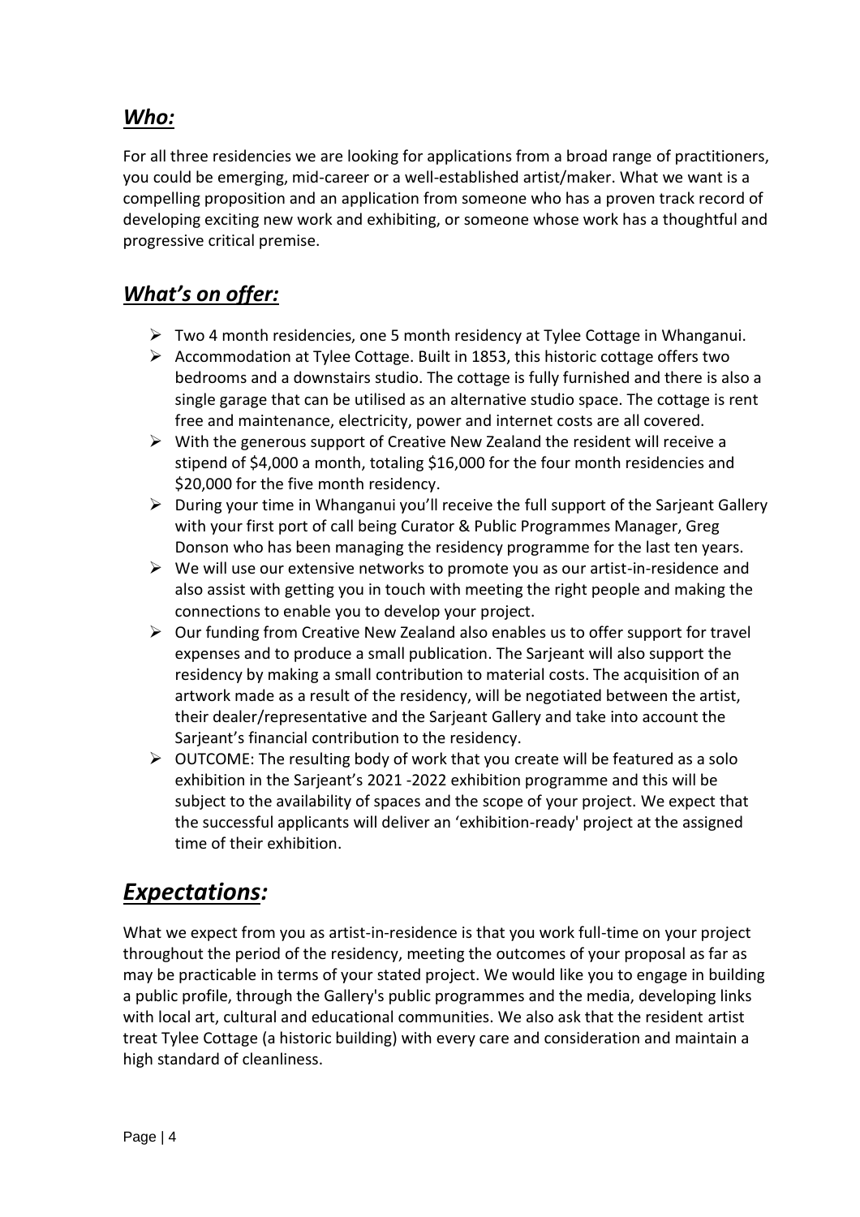## ***Who:***

For all three residencies we are looking for applications from a broad range of practitioners, you could be emerging, mid-career or a well-established artist/maker. What we want is a compelling proposition and an application from someone who has a proven track record of developing exciting new work and exhibiting, or someone whose work has a thoughtful and progressive critical premise.

## ***What's on offer:***

- Two 4 month residencies, one 5 month residency at Tylee Cottage in Whanganui.
- Accommodation at Tylee Cottage. Built in 1853, this historic cottage offers two bedrooms and a downstairs studio. The cottage is fully furnished and there is also a single garage that can be utilised as an alternative studio space. The cottage is rent free and maintenance, electricity, power and internet costs are all covered.
- With the generous support of Creative New Zealand the resident will receive a stipend of $4,000 a month, totaling $16,000 for the four month residencies and $20,000 for the five month residency.
- During your time in Whanganui you'll receive the full support of the Sarjeant Gallery with your first port of call being Curator & Public Programmes Manager, Greg Donson who has been managing the residency programme for the last ten years.
- We will use our extensive networks to promote you as our artist-in-residence and also assist with getting you in touch with meeting the right people and making the connections to enable you to develop your project.
- Our funding from Creative New Zealand also enables us to offer support for travel expenses and to produce a small publication. The Sarjeant will also support the residency by making a small contribution to material costs. The acquisition of an artwork made as a result of the residency, will be negotiated between the artist, their dealer/representative and the Sarjeant Gallery and take into account the Sarjeant's financial contribution to the residency.
- OUTCOME: The resulting body of work that you create will be featured as a solo exhibition in the Sarjeant's 2021 -2022 exhibition programme and this will be subject to the availability of spaces and the scope of your project. We expect that the successful applicants will deliver an 'exhibition-ready' project at the assigned time of their exhibition.

# ***Expectations:***

What we expect from you as artist-in-residence is that you work full-time on your project throughout the period of the residency, meeting the outcomes of your proposal as far as may be practicable in terms of your stated project. We would like you to engage in building a public profile, through the Gallery's public programmes and the media, developing links with local art, cultural and educational communities. We also ask that the resident artist treat Tylee Cottage (a historic building) with every care and consideration and maintain a high standard of cleanliness.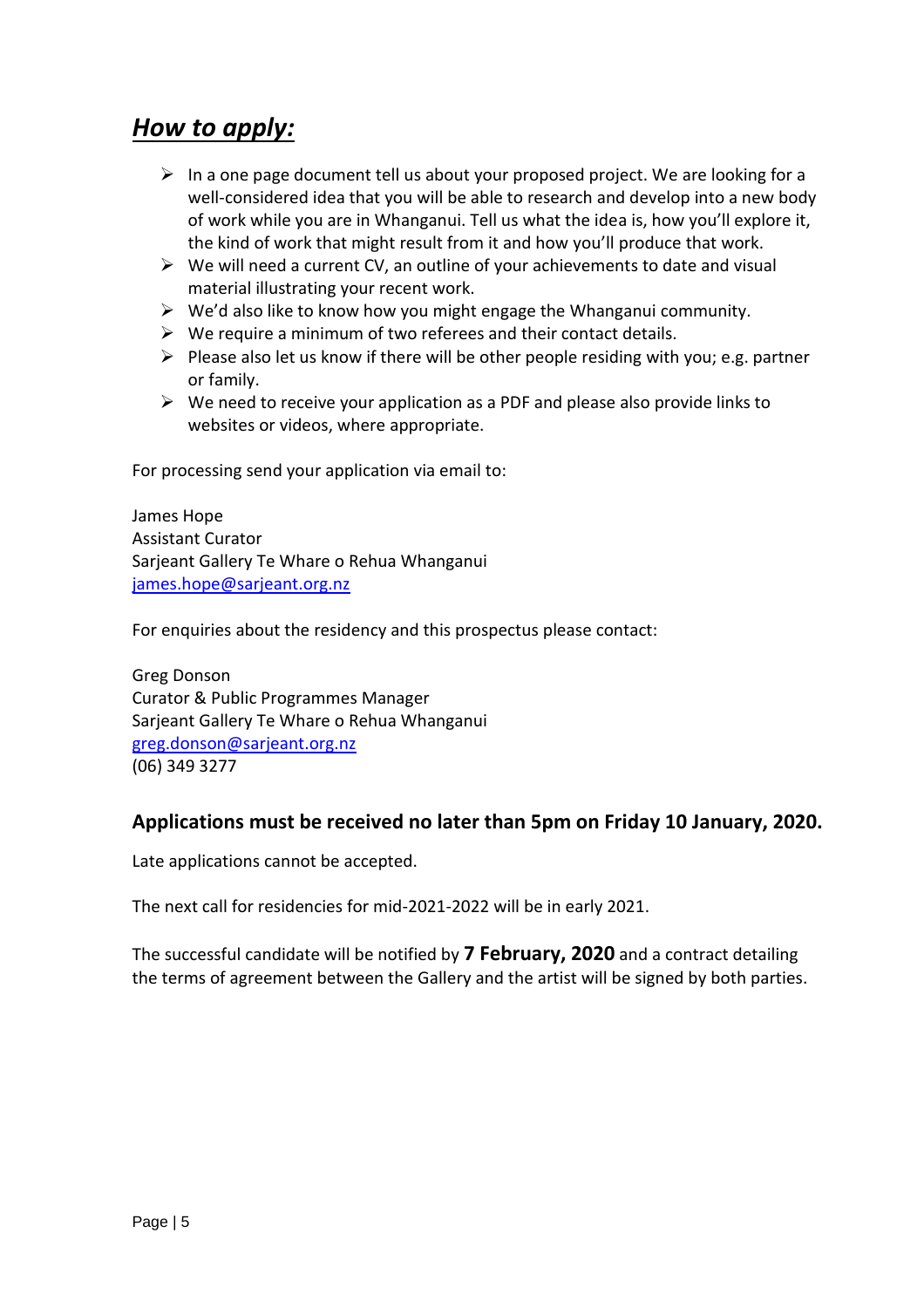## ***How to apply:***

- In a one page document tell us about your proposed project. We are looking for a well-considered idea that you will be able to research and develop into a new body of work while you are in Whanganui. Tell us what the idea is, how you'll explore it, the kind of work that might result from it and how you'll produce that work.
- We will need a current CV, an outline of your achievements to date and visual material illustrating your recent work.
- We'd also like to know how you might engage the Whanganui community.
- We require a minimum of two referees and their contact details.
- Please also let us know if there will be other people residing with you; e.g. partner or family.
- We need to receive your application as a PDF and please also provide links to websites or videos, where appropriate.

For processing send your application via email to:

James Hope
Assistant Curator
Sarjeant Gallery Te Whare o Rehua Whanganui
james.hope@sarjeant.org.nz

For enquiries about the residency and this prospectus please contact:

Greg Donson
Curator & Public Programmes Manager
Sarjeant Gallery Te Whare o Rehua Whanganui
greg.donson@sarjeant.org.nz
(06) 349 3277

### Applications must be received no later than 5pm on Friday 10 January, 2020.

Late applications cannot be accepted.

The next call for residencies for mid-2021-2022 will be in early 2021.

The successful candidate will be notified by **7 February, 2020** and a contract detailing the terms of agreement between the Gallery and the artist will be signed by both parties.